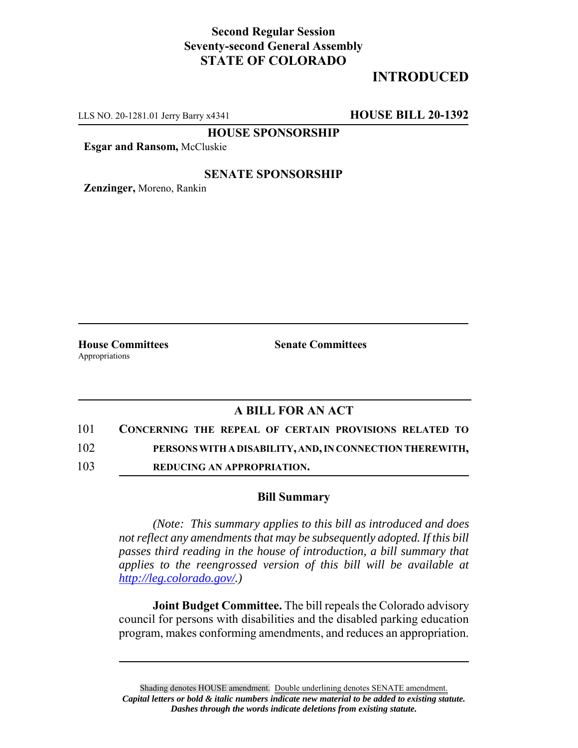**Second Regular Session**
**Seventy-second General Assembly**
**STATE OF COLORADO**

## INTRODUCED

LLS NO. 20-1281.01 Jerry Barry x4341 **HOUSE BILL 20-1392**

**HOUSE SPONSORSHIP**

**Esgar and Ransom,** McCluskie

**SENATE SPONSORSHIP**

**Zenzinger,** Moreno, Rankin

**House Committees**
Appropriations

**Senate Committees**

### A BILL FOR AN ACT

101 **CONCERNING THE REPEAL OF CERTAIN PROVISIONS RELATED TO**
102 **PERSONS WITH A DISABILITY, AND, IN CONNECTION THEREWITH,**
103 **REDUCING AN APPROPRIATION.**

### Bill Summary

*(Note: This summary applies to this bill as introduced and does not reflect any amendments that may be subsequently adopted. If this bill passes third reading in the house of introduction, a bill summary that applies to the reengrossed version of this bill will be available at http://leg.colorado.gov/.)*

**Joint Budget Committee.** The bill repeals the Colorado advisory council for persons with disabilities and the disabled parking education program, makes conforming amendments, and reduces an appropriation.

Shading denotes HOUSE amendment. Double underlining denotes SENATE amendment.
***Capital letters or bold & italic numbers indicate new material to be added to existing statute.***
***Dashes through the words indicate deletions from existing statute.***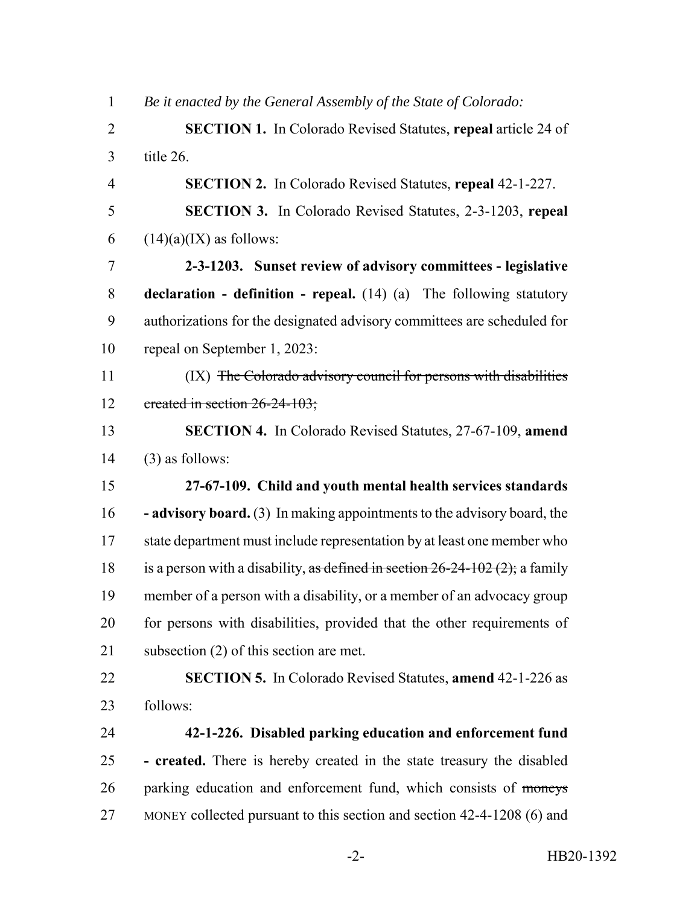*Be it enacted by the General Assembly of the State of Colorado:*

**SECTION 1.** In Colorado Revised Statutes, **repeal** article 24 of title 26.

**SECTION 2.** In Colorado Revised Statutes, **repeal** 42-1-227.

**SECTION 3.** In Colorado Revised Statutes, 2-3-1203, **repeal** (14)(a)(IX) as follows:

**2-3-1203. Sunset review of advisory committees - legislative declaration - definition - repeal.** (14) (a) The following statutory authorizations for the designated advisory committees are scheduled for repeal on September 1, 2023:

(IX) ~~The Colorado advisory council for persons with disabilities created in section 26-24-103;~~

**SECTION 4.** In Colorado Revised Statutes, 27-67-109, **amend** (3) as follows:

**27-67-109. Child and youth mental health services standards - advisory board.** (3) In making appointments to the advisory board, the state department must include representation by at least one member who is a person with a disability, ~~as defined in section 26-24-102 (2);~~ a family member of a person with a disability, or a member of an advocacy group for persons with disabilities, provided that the other requirements of subsection (2) of this section are met.

**SECTION 5.** In Colorado Revised Statutes, **amend** 42-1-226 as follows:

**42-1-226. Disabled parking education and enforcement fund - created.** There is hereby created in the state treasury the disabled parking education and enforcement fund, which consists of ~~moneys~~ MONEY collected pursuant to this section and section 42-4-1208 (6) and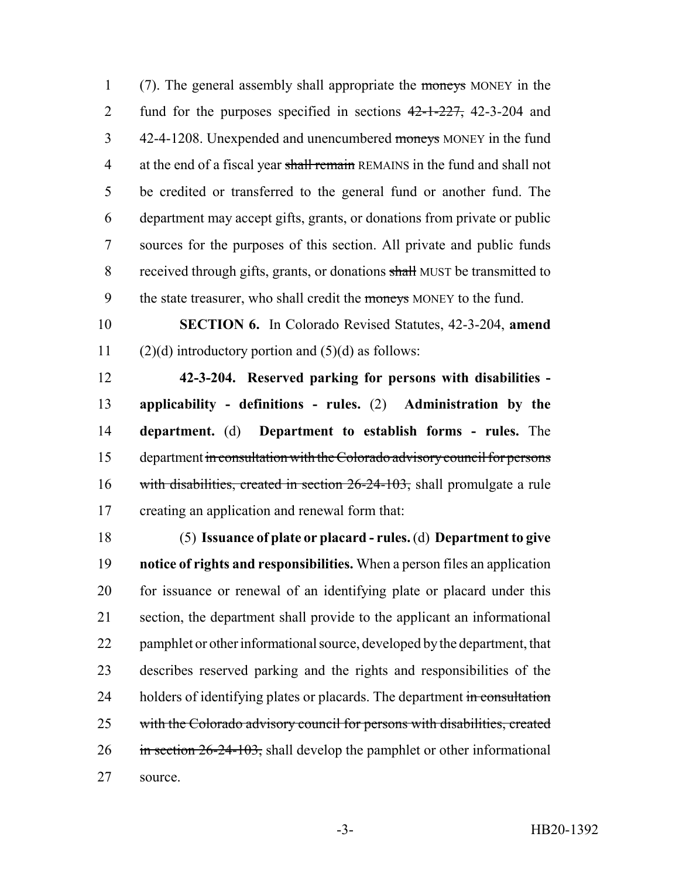(7). The general assembly shall appropriate the ~~moneys~~ MONEY in the fund for the purposes specified in sections ~~42-1-227,~~ 42-3-204 and 42-4-1208. Unexpended and unencumbered ~~moneys~~ MONEY in the fund at the end of a fiscal year ~~shall remain~~ REMAINS in the fund and shall not be credited or transferred to the general fund or another fund. The department may accept gifts, grants, or donations from private or public sources for the purposes of this section. All private and public funds received through gifts, grants, or donations ~~shall~~ MUST be transmitted to the state treasurer, who shall credit the ~~moneys~~ MONEY to the fund.

**SECTION 6.** In Colorado Revised Statutes, 42-3-204, **amend** (2)(d) introductory portion and (5)(d) as follows:

**42-3-204. Reserved parking for persons with disabilities - applicability - definitions - rules.** (2) **Administration by the department.** (d) **Department to establish forms - rules.** The department ~~in consultation with the Colorado advisory council for persons with disabilities, created in section 26-24-103,~~ shall promulgate a rule creating an application and renewal form that:

(5) **Issuance of plate or placard - rules.** (d) **Department to give notice of rights and responsibilities.** When a person files an application for issuance or renewal of an identifying plate or placard under this section, the department shall provide to the applicant an informational pamphlet or other informational source, developed by the department, that describes reserved parking and the rights and responsibilities of the holders of identifying plates or placards. The department ~~in consultation with the Colorado advisory council for persons with disabilities, created in section 26-24-103,~~ shall develop the pamphlet or other informational source.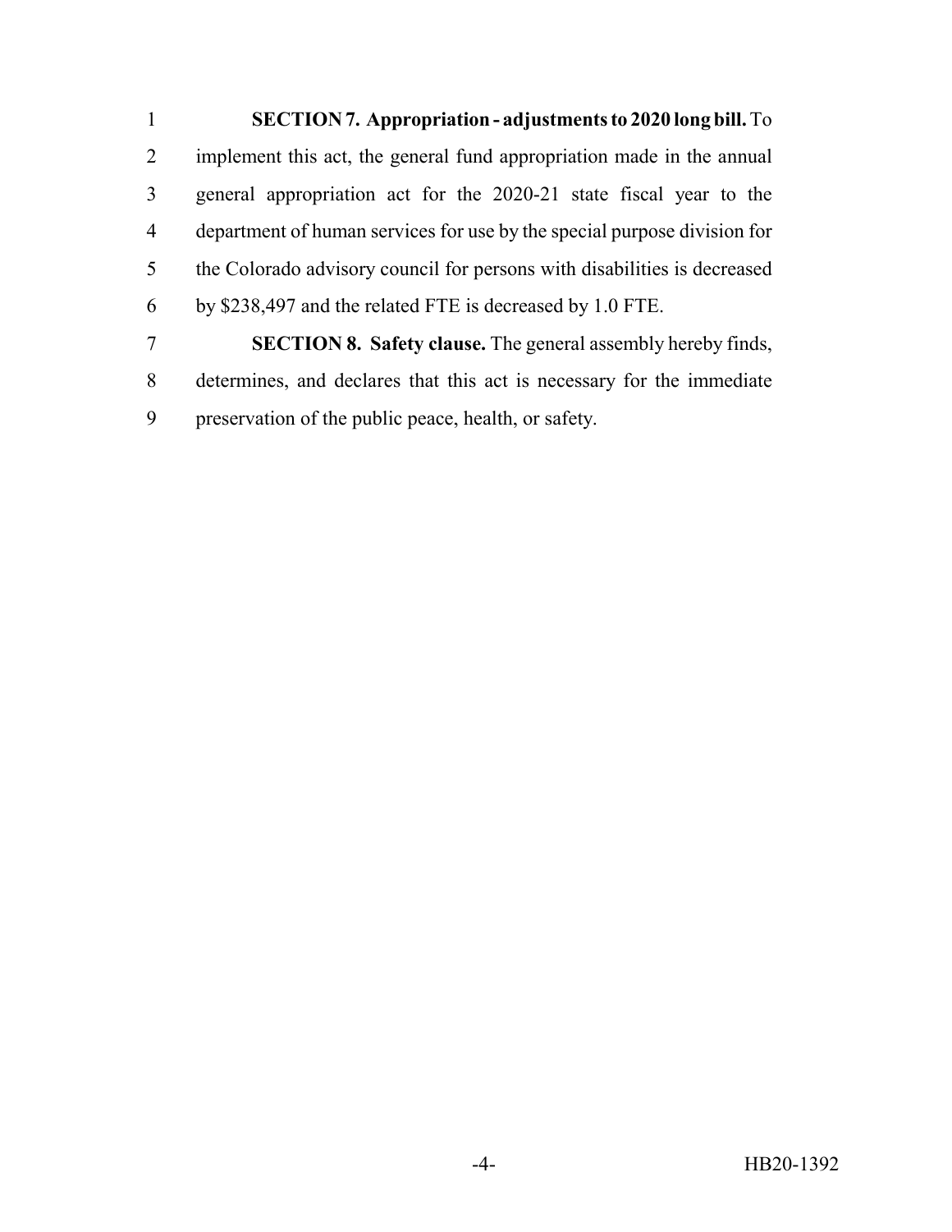**SECTION 7. Appropriation - adjustments to 2020 long bill.** To implement this act, the general fund appropriation made in the annual general appropriation act for the 2020-21 state fiscal year to the department of human services for use by the special purpose division for the Colorado advisory council for persons with disabilities is decreased by $238,497 and the related FTE is decreased by 1.0 FTE.

**SECTION 8. Safety clause.** The general assembly hereby finds, determines, and declares that this act is necessary for the immediate preservation of the public peace, health, or safety.